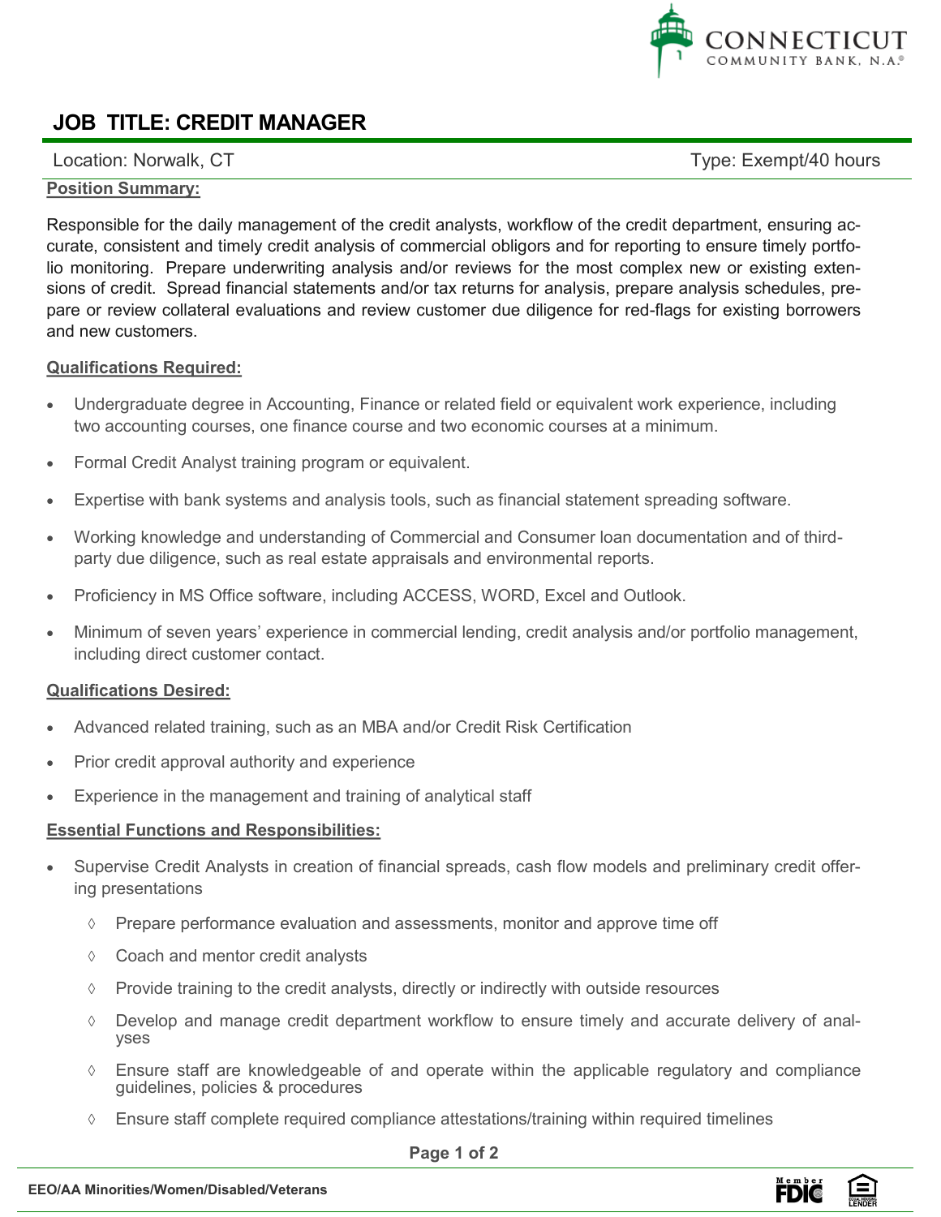CONNECTICUT COMMUNITY BANK, N.A.®

# JOB TITLE: CREDIT MANAGER

Location: Norwalk, CT | Type: Exempt/40 hours

**Position Summary:**

Responsible for the daily management of the credit analysts, workflow of the credit department, ensuring accurate, consistent and timely credit analysis of commercial obligors and for reporting to ensure timely portfolio monitoring. Prepare underwriting analysis and/or reviews for the most complex new or existing extensions of credit. Spread financial statements and/or tax returns for analysis, prepare analysis schedules, prepare or review collateral evaluations and review customer due diligence for red-flags for existing borrowers and new customers.

**Qualifications Required:**

- Undergraduate degree in Accounting, Finance or related field or equivalent work experience, including two accounting courses, one finance course and two economic courses at a minimum.
- Formal Credit Analyst training program or equivalent.
- Expertise with bank systems and analysis tools, such as financial statement spreading software.
- Working knowledge and understanding of Commercial and Consumer loan documentation and of third-party due diligence, such as real estate appraisals and environmental reports.
- Proficiency in MS Office software, including ACCESS, WORD, Excel and Outlook.
- Minimum of seven years' experience in commercial lending, credit analysis and/or portfolio management, including direct customer contact.

**Qualifications Desired:**

- Advanced related training, such as an MBA and/or Credit Risk Certification
- Prior credit approval authority and experience
- Experience in the management and training of analytical staff

**Essential Functions and Responsibilities:**

- Supervise Credit Analysts in creation of financial spreads, cash flow models and preliminary credit offering presentations
  - Prepare performance evaluation and assessments, monitor and approve time off
  - Coach and mentor credit analysts
  - Provide training to the credit analysts, directly or indirectly with outside resources
  - Develop and manage credit department workflow to ensure timely and accurate delivery of analyses
  - Ensure staff are knowledgeable of and operate within the applicable regulatory and compliance guidelines, policies & procedures
  - Ensure staff complete required compliance attestations/training within required timelines

EEO/AA Minorities/Women/Disabled/Veterans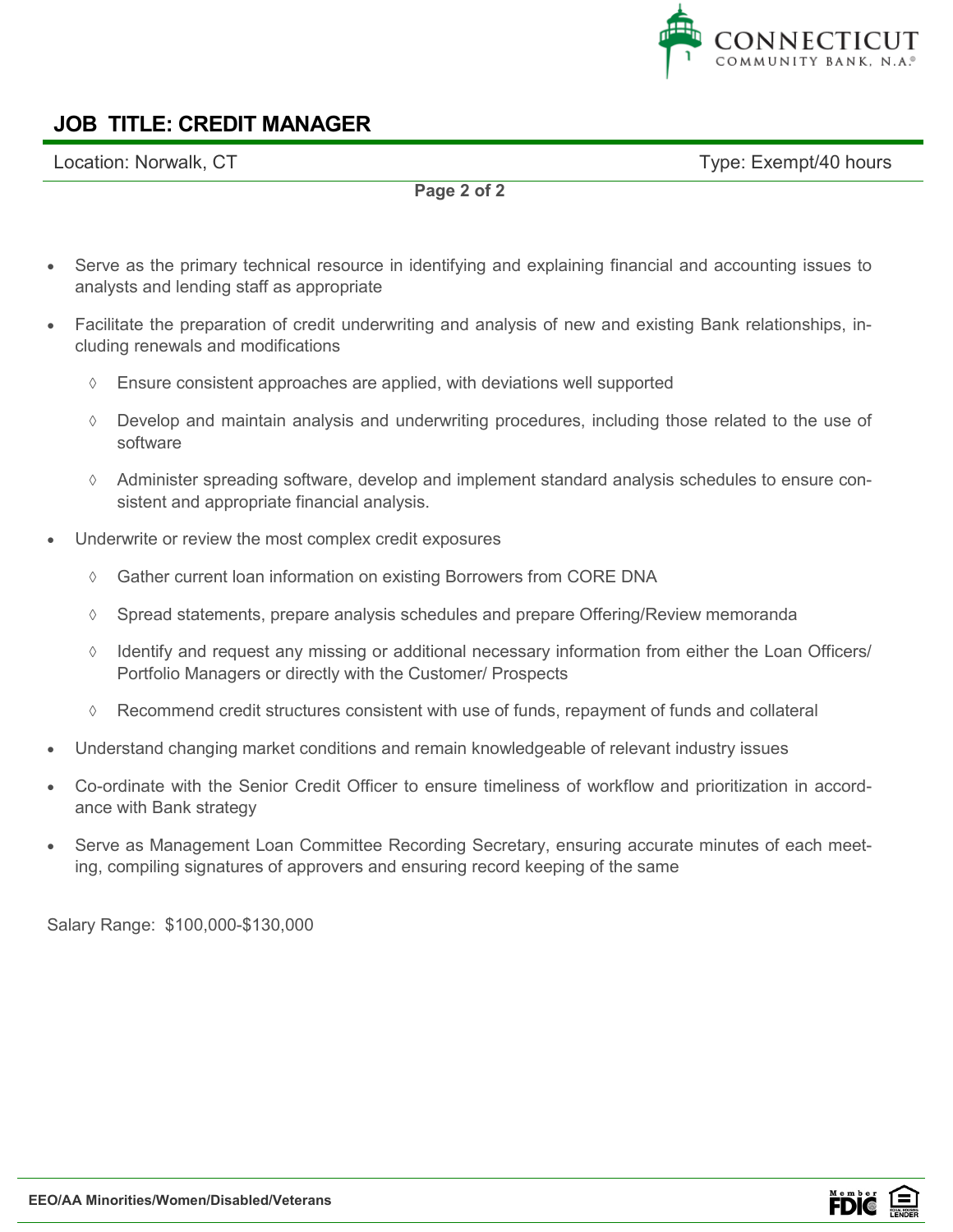## JOB TITLE: CREDIT MANAGER

Location: Norwalk, CT

Type: Exempt/40 hours

- Serve as the primary technical resource in identifying and explaining financial and accounting issues to analysts and lending staff as appropriate
- Facilitate the preparation of credit underwriting and analysis of new and existing Bank relationships, including renewals and modifications
  - Ensure consistent approaches are applied, with deviations well supported
  - Develop and maintain analysis and underwriting procedures, including those related to the use of software
  - Administer spreading software, develop and implement standard analysis schedules to ensure consistent and appropriate financial analysis.
- Underwrite or review the most complex credit exposures
  - Gather current loan information on existing Borrowers from CORE DNA
  - Spread statements, prepare analysis schedules and prepare Offering/Review memoranda
  - Identify and request any missing or additional necessary information from either the Loan Officers/ Portfolio Managers or directly with the Customer/ Prospects
  - Recommend credit structures consistent with use of funds, repayment of funds and collateral
- Understand changing market conditions and remain knowledgeable of relevant industry issues
- Co-ordinate with the Senior Credit Officer to ensure timeliness of workflow and prioritization in accordance with Bank strategy
- Serve as Management Loan Committee Recording Secretary, ensuring accurate minutes of each meeting, compiling signatures of approvers and ensuring record keeping of the same

Salary Range: $100,000-$130,000

EEO/AA Minorities/Women/Disabled/Veterans